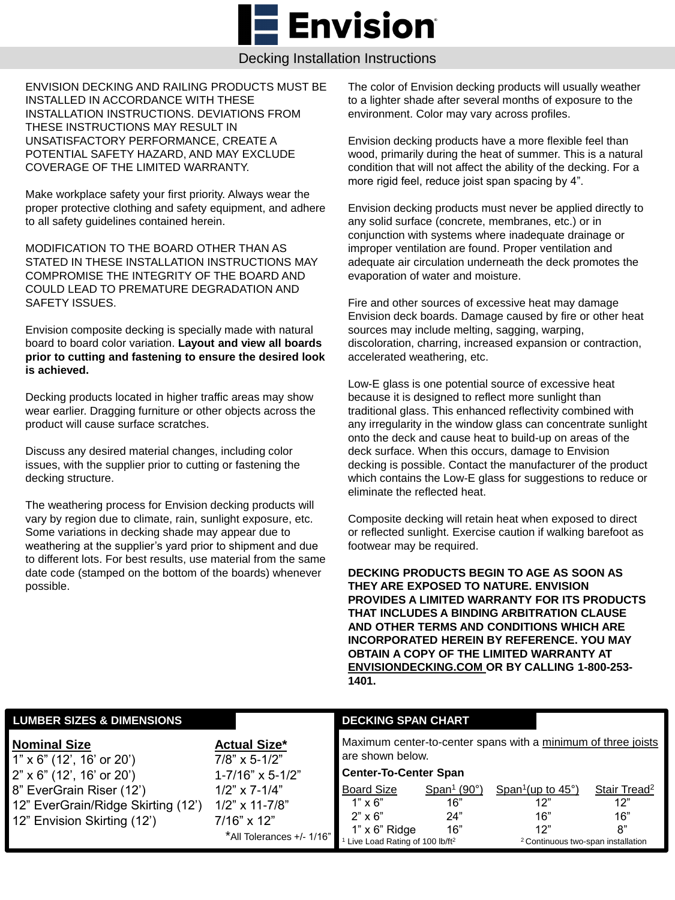# Envision

## Decking Installation Instructions

ENVISION DECKING AND RAILING PRODUCTS MUST BE INSTALLED IN ACCORDANCE WITH THESE INSTALLATION INSTRUCTIONS. DEVIATIONS FROM THESE INSTRUCTIONS MAY RESULT IN UNSATISFACTORY PERFORMANCE, CREATE A POTENTIAL SAFETY HAZARD, AND MAY EXCLUDE COVERAGE OF THE LIMITED WARRANTY.

Make workplace safety your first priority. Always wear the proper protective clothing and safety equipment, and adhere to all safety guidelines contained herein.

MODIFICATION TO THE BOARD OTHER THAN AS STATED IN THESE INSTALLATION INSTRUCTIONS MAY COMPROMISE THE INTEGRITY OF THE BOARD AND COULD LEAD TO PREMATURE DEGRADATION AND SAFETY ISSUES.

Envision composite decking is specially made with natural board to board color variation. **Layout and view all boards prior to cutting and fastening to ensure the desired look is achieved.**

Decking products located in higher traffic areas may show wear earlier. Dragging furniture or other objects across the product will cause surface scratches.

Discuss any desired material changes, including color issues, with the supplier prior to cutting or fastening the decking structure.

The weathering process for Envision decking products will vary by region due to climate, rain, sunlight exposure, etc. Some variations in decking shade may appear due to weathering at the supplier's yard prior to shipment and due to different lots. For best results, use material from the same date code (stamped on the bottom of the boards) whenever possible.

The color of Envision decking products will usually weather to a lighter shade after several months of exposure to the environment. Color may vary across profiles.

Envision decking products have a more flexible feel than wood, primarily during the heat of summer. This is a natural condition that will not affect the ability of the decking. For a more rigid feel, reduce joist span spacing by 4".

Envision decking products must never be applied directly to any solid surface (concrete, membranes, etc.) or in conjunction with systems where inadequate drainage or improper ventilation are found. Proper ventilation and adequate air circulation underneath the deck promotes the evaporation of water and moisture.

Fire and other sources of excessive heat may damage Envision deck boards. Damage caused by fire or other heat sources may include melting, sagging, warping, discoloration, charring, increased expansion or contraction, accelerated weathering, etc.

Low-E glass is one potential source of excessive heat because it is designed to reflect more sunlight than traditional glass. This enhanced reflectivity combined with any irregularity in the window glass can concentrate sunlight onto the deck and cause heat to build-up on areas of the deck surface. When this occurs, damage to Envision decking is possible. Contact the manufacturer of the product which contains the Low-E glass for suggestions to reduce or eliminate the reflected heat.

Composite decking will retain heat when exposed to direct or reflected sunlight. Exercise caution if walking barefoot as footwear may be required.

**DECKING PRODUCTS BEGIN TO AGE AS SOON AS THEY ARE EXPOSED TO NATURE. ENVISION PROVIDES A LIMITED WARRANTY FOR ITS PRODUCTS THAT INCLUDES A BINDING ARBITRATION CLAUSE AND OTHER TERMS AND CONDITIONS WHICH ARE INCORPORATED HEREIN BY REFERENCE. YOU MAY OBTAIN A COPY OF THE LIMITED WARRANTY AT ENVISIONDECKING.COM OR BY CALLING 1-800-253-1401.**

### LUMBER SIZES & DIMENSIONS

| Nominal Size | Actual Size* |
|---|---|
| 1" x 6" (12', 16' or 20') | 7/8" x 5-1/2" |
| 2" x 6" (12', 16' or 20') | 1-7/16" x 5-1/2" |
| 8" EverGrain Riser (12') | 1/2" x 7-1/4" |
| 12" EverGrain/Ridge Skirting (12') | 1/2" x 11-7/8" |
| 12" Envision Skirting (12') | 7/16" x 12" |

*All Tolerances +/- 1/16"

### DECKING SPAN CHART

Maximum center-to-center spans with a minimum of three joists are shown below.

**Center-To-Center Span**

| Board Size | Span[1] (90°) | Span[1] (up to 45°) | Stair Tread[2] |
|---|---|---|---|
| 1" x 6" | 16" | 12" | 12" |
| 2" x 6" | 24" | 16" | 16" |
| 1" x 6" Ridge | 16" | 12" | 8" |

[1] Live Load Rating of 100 lb/ft$^2$

[2] Continuous two-span installation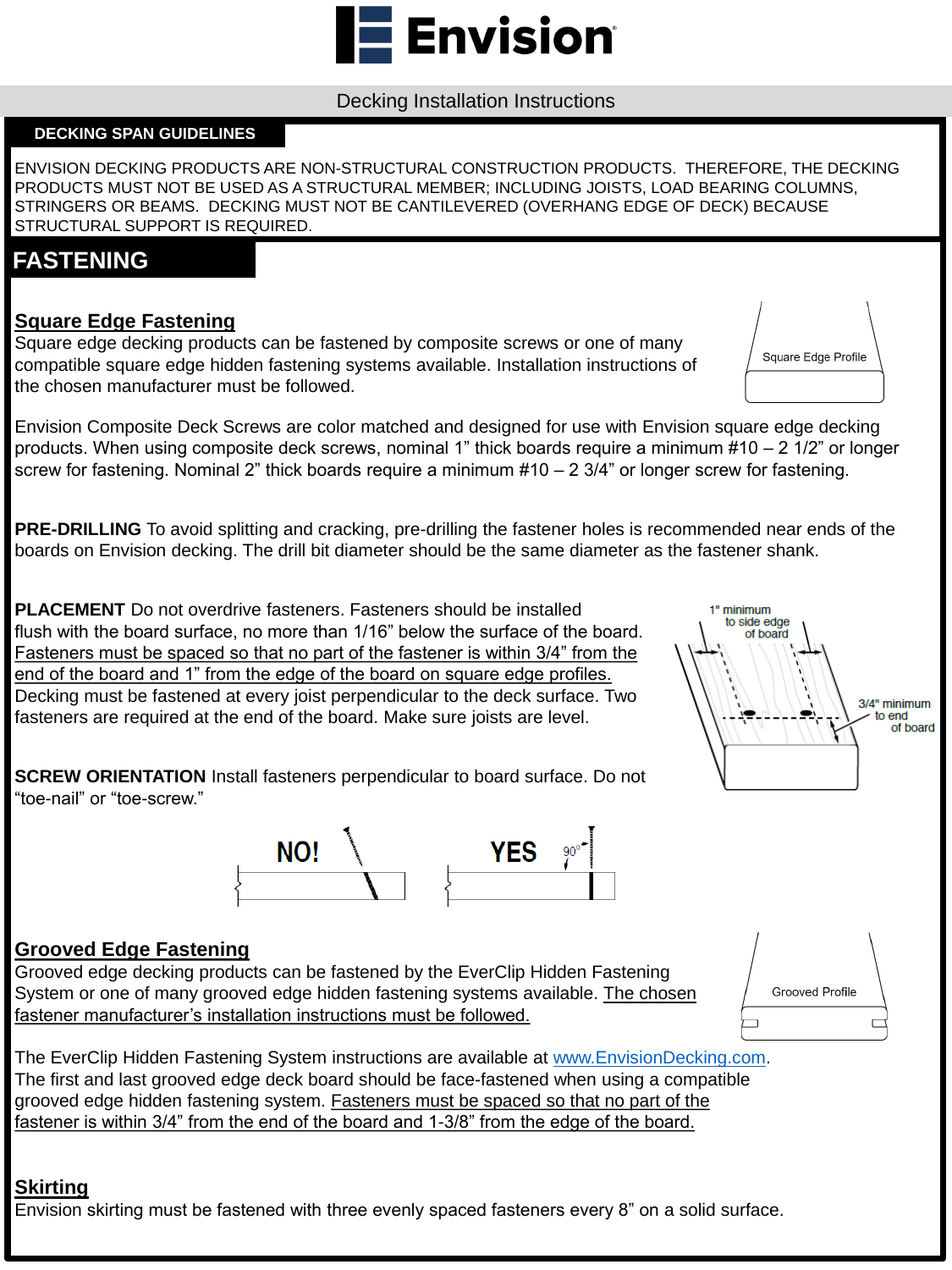Decking Installation Instructions

## DECKING SPAN GUIDELINES

ENVISION DECKING PRODUCTS ARE NON-STRUCTURAL CONSTRUCTION PRODUCTS. THEREFORE, THE DECKING PRODUCTS MUST NOT BE USED AS A STRUCTURAL MEMBER; INCLUDING JOISTS, LOAD BEARING COLUMNS, STRINGERS OR BEAMS. DECKING MUST NOT BE CANTILEVERED (OVERHANG EDGE OF DECK) BECAUSE STRUCTURAL SUPPORT IS REQUIRED.

# FASTENING

### Square Edge Fastening

Square edge decking products can be fastened by composite screws or one of many compatible square edge hidden fastening systems available. Installation instructions of the chosen manufacturer must be followed.

Square Edge Profile

Envision Composite Deck Screws are color matched and designed for use with Envision square edge decking products. When using composite deck screws, nominal 1" thick boards require a minimum #10 – 2 1/2" or longer screw for fastening. Nominal 2" thick boards require a minimum #10 – 2 3/4" or longer screw for fastening.

**PRE-DRILLING** To avoid splitting and cracking, pre-drilling the fastener holes is recommended near ends of the boards on Envision decking. The drill bit diameter should be the same diameter as the fastener shank.

**PLACEMENT** Do not overdrive fasteners. Fasteners should be installed flush with the board surface, no more than 1/16" below the surface of the board. Fasteners must be spaced so that no part of the fastener is within 3/4" from the end of the board and 1" from the edge of the board on square edge profiles. Decking must be fastened at every joist perpendicular to the deck surface. Two fasteners are required at the end of the board. Make sure joists are level.

1" minimum to side edge of board

3/4" minimum to end of board

**SCREW ORIENTATION** Install fasteners perpendicular to board surface. Do not "toe-nail" or "toe-screw."

NO! YES 90°

### Grooved Edge Fastening

Grooved edge decking products can be fastened by the EverClip Hidden Fastening System or one of many grooved edge hidden fastening systems available. The chosen fastener manufacturer's installation instructions must be followed.

Grooved Profile

The EverClip Hidden Fastening System instructions are available at www.EnvisionDecking.com. The first and last grooved edge deck board should be face-fastened when using a compatible grooved edge hidden fastening system. Fasteners must be spaced so that no part of the fastener is within 3/4" from the end of the board and 1-3/8" from the edge of the board.

### Skirting

Envision skirting must be fastened with three evenly spaced fasteners every 8" on a solid surface.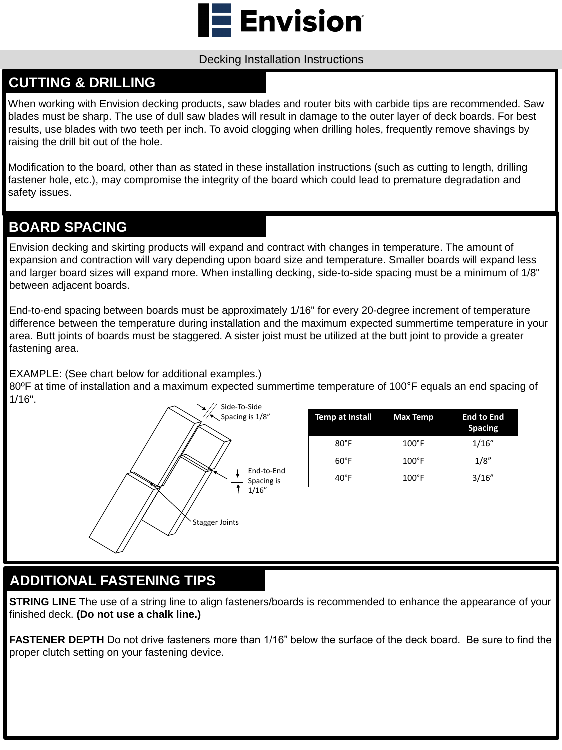# Envision

Decking Installation Instructions

## CUTTING & DRILLING

When working with Envision decking products, saw blades and router bits with carbide tips are recommended. Saw blades must be sharp. The use of dull saw blades will result in damage to the outer layer of deck boards. For best results, use blades with two teeth per inch. To avoid clogging when drilling holes, frequently remove shavings by raising the drill bit out of the hole.

Modification to the board, other than as stated in these installation instructions (such as cutting to length, drilling fastener hole, etc.), may compromise the integrity of the board which could lead to premature degradation and safety issues.

## BOARD SPACING

Envision decking and skirting products will expand and contract with changes in temperature. The amount of expansion and contraction will vary depending upon board size and temperature. Smaller boards will expand less and larger board sizes will expand more. When installing decking, side-to-side spacing must be a minimum of 1/8" between adjacent boards.

End-to-end spacing between boards must be approximately 1/16" for every 20-degree increment of temperature difference between the temperature during installation and the maximum expected summertime temperature in your area. Butt joints of boards must be staggered. A sister joist must be utilized at the butt joint to provide a greater fastening area.

EXAMPLE: (See chart below for additional examples.)
80ºF at time of installation and a maximum expected summertime temperature of 100°F equals an end spacing of 1/16".

Side-To-Side Spacing is 1/8”

End-to-End Spacing is 1/16”

Stagger Joints

| Temp at Install | Max Temp | End to End Spacing |
|---|---|---|
| 80°F | 100°F | 1/16” |
| 60°F | 100°F | 1/8” |
| 40°F | 100°F | 3/16” |

## ADDITIONAL FASTENING TIPS

**STRING LINE** The use of a string line to align fasteners/boards is recommended to enhance the appearance of your finished deck. **(Do not use a chalk line.)**

**FASTENER DEPTH** Do not drive fasteners more than 1/16” below the surface of the deck board. Be sure to find the proper clutch setting on your fastening device.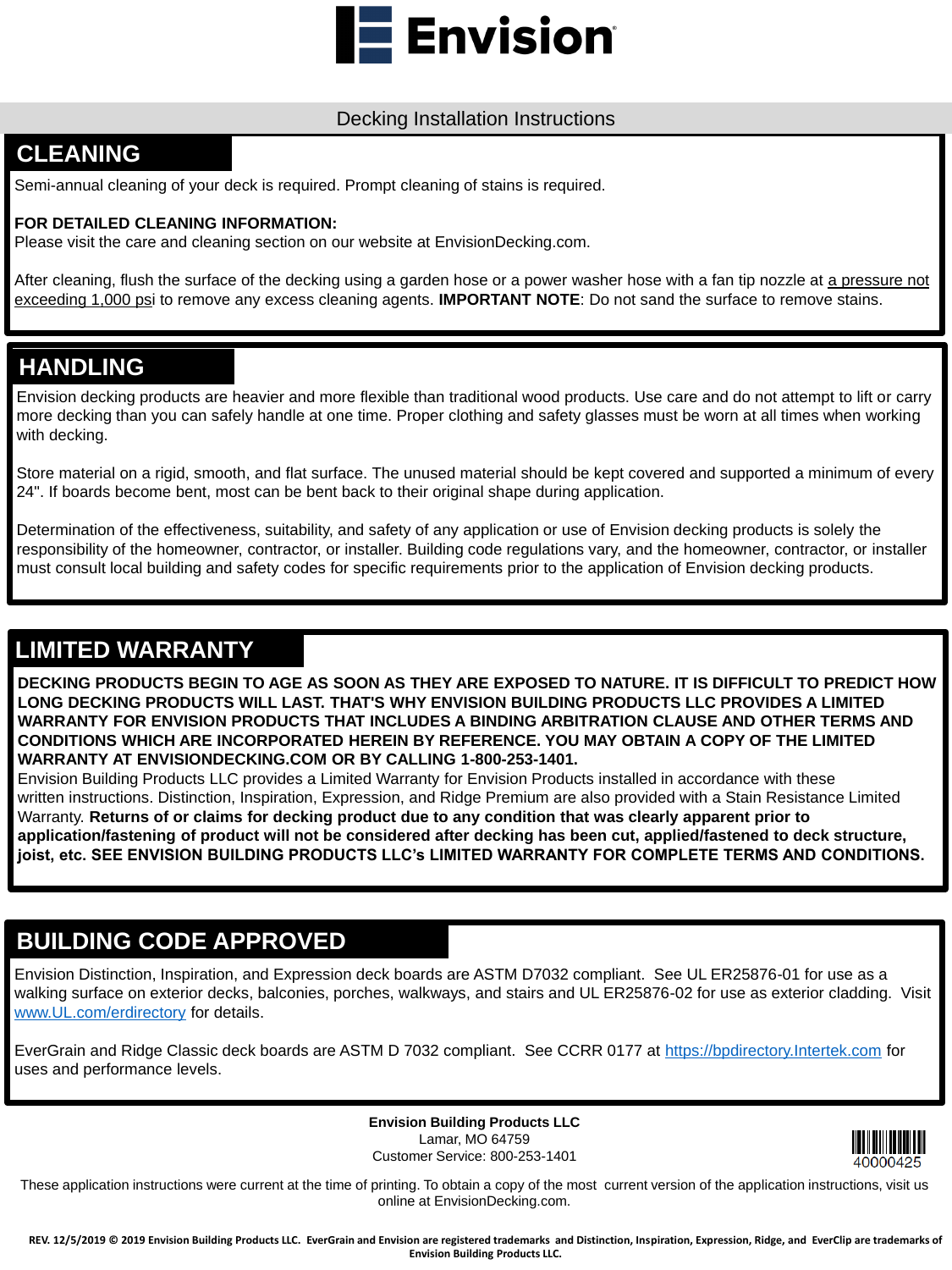# Envision

Decking Installation Instructions

## CLEANING

Semi-annual cleaning of your deck is required. Prompt cleaning of stains is required.

**FOR DETAILED CLEANING INFORMATION:**
Please visit the care and cleaning section on our website at EnvisionDecking.com.

After cleaning, flush the surface of the decking using a garden hose or a power washer hose with a fan tip nozzle at a pressure not exceeding 1,000 psi to remove any excess cleaning agents. **IMPORTANT NOTE**: Do not sand the surface to remove stains.

## HANDLING

Envision decking products are heavier and more flexible than traditional wood products. Use care and do not attempt to lift or carry more decking than you can safely handle at one time. Proper clothing and safety glasses must be worn at all times when working with decking.

Store material on a rigid, smooth, and flat surface. The unused material should be kept covered and supported a minimum of every 24". If boards become bent, most can be bent back to their original shape during application.

Determination of the effectiveness, suitability, and safety of any application or use of Envision decking products is solely the responsibility of the homeowner, contractor, or installer. Building code regulations vary, and the homeowner, contractor, or installer must consult local building and safety codes for specific requirements prior to the application of Envision decking products.

## LIMITED WARRANTY

**DECKING PRODUCTS BEGIN TO AGE AS SOON AS THEY ARE EXPOSED TO NATURE. IT IS DIFFICULT TO PREDICT HOW LONG DECKING PRODUCTS WILL LAST. THAT'S WHY ENVISION BUILDING PRODUCTS LLC PROVIDES A LIMITED WARRANTY FOR ENVISION PRODUCTS THAT INCLUDES A BINDING ARBITRATION CLAUSE AND OTHER TERMS AND CONDITIONS WHICH ARE INCORPORATED HEREIN BY REFERENCE. YOU MAY OBTAIN A COPY OF THE LIMITED WARRANTY AT ENVISIONDECKING.COM OR BY CALLING 1-800-253-1401.**
Envision Building Products LLC provides a Limited Warranty for Envision Products installed in accordance with these written instructions. Distinction, Inspiration, Expression, and Ridge Premium are also provided with a Stain Resistance Limited Warranty. **Returns of or claims for decking product due to any condition that was clearly apparent prior to application/fastening of product will not be considered after decking has been cut, applied/fastened to deck structure, joist, etc. SEE ENVISION BUILDING PRODUCTS LLC's LIMITED WARRANTY FOR COMPLETE TERMS AND CONDITIONS.**

## BUILDING CODE APPROVED

Envision Distinction, Inspiration, and Expression deck boards are ASTM D7032 compliant. See UL ER25876-01 for use as a walking surface on exterior decks, balconies, porches, walkways, and stairs and UL ER25876-02 for use as exterior cladding. Visit www.UL.com/erdirectory for details.

EverGrain and Ridge Classic deck boards are ASTM D 7032 compliant. See CCRR 0177 at https://bpdirectory.Intertek.com for uses and performance levels.

**Envision Building Products LLC**
Lamar, MO 64759
Customer Service: 800-253-1401

40000425

These application instructions were current at the time of printing. To obtain a copy of the most current version of the application instructions, visit us online at EnvisionDecking.com.

**REV. 12/5/2019 © 2019 Envision Building Products LLC. EverGrain and Envision are registered trademarks and Distinction, Inspiration, Expression, Ridge, and EverClip are trademarks of Envision Building Products LLC.**